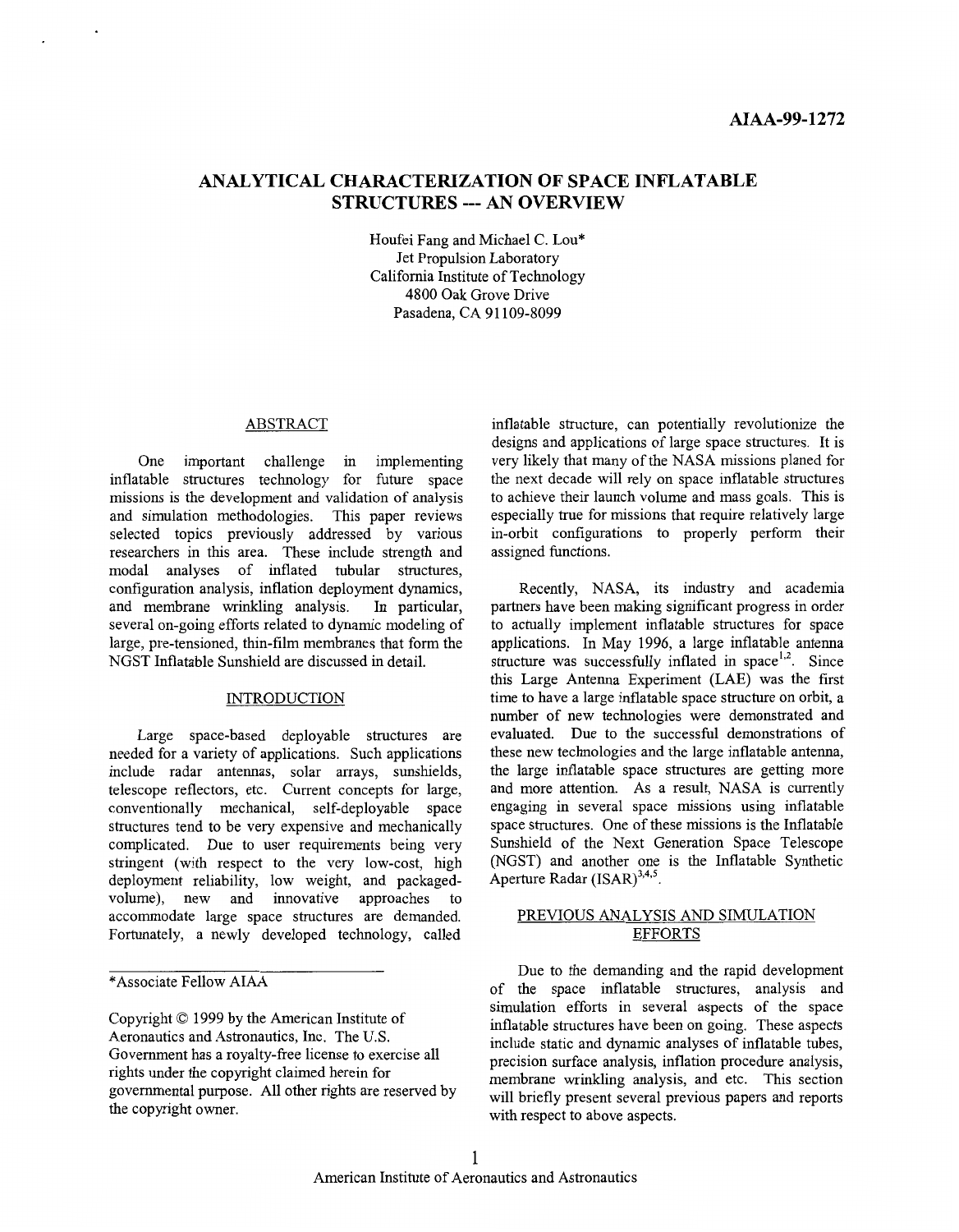AIAA-99-1272

# ANALYTICAL CHARACTERIZATION OF SPACE INFLATABLE STRUCTURES --- AN OVERVIEW

Houfei Fang and Michael C. Lou*
Jet Propulsion Laboratory
California Institute of Technology
4800 Oak Grove Drive
Pasadena, CA 91109-8099

## ABSTRACT

One important challenge in implementing inflatable structures technology for future space missions is the development and validation of analysis and simulation methodologies. This paper reviews selected topics previously addressed by various researchers in this area. These include strength and modal analyses of inflated tubular structures, configuration analysis, inflation deployment dynamics, and membrane wrinkling analysis. In particular, several on-going efforts related to dynamic modeling of large, pre-tensioned, thin-film membranes that form the NGST Inflatable Sunshield are discussed in detail.

## INTRODUCTION

Large space-based deployable structures are needed for a variety of applications. Such applications include radar antennas, solar arrays, sunshields, telescope reflectors, etc. Current concepts for large, conventionally mechanical, self-deployable space structures tend to be very expensive and mechanically complicated. Due to user requirements being very stringent (with respect to the very low-cost, high deployment reliability, low weight, and packaged-volume), new and innovative approaches to accommodate large space structures are demanded. Fortunately, a newly developed technology, called inflatable structure, can potentially revolutionize the designs and applications of large space structures. It is very likely that many of the NASA missions planed for the next decade will rely on space inflatable structures to achieve their launch volume and mass goals. This is especially true for missions that require relatively large in-orbit configurations to properly perform their assigned functions.

Recently, NASA, its industry and academia partners have been making significant progress in order to actually implement inflatable structures for space applications. In May 1996, a large inflatable antenna structure was successfully inflated in space[1,2]. Since this Large Antenna Experiment (LAE) was the first time to have a large inflatable space structure on orbit, a number of new technologies were demonstrated and evaluated. Due to the successful demonstrations of these new technologies and the large inflatable antenna, the large inflatable space structures are getting more and more attention. As a result, NASA is currently engaging in several space missions using inflatable space structures. One of these missions is the Inflatable Sunshield of the Next Generation Space Telescope (NGST) and another one is the Inflatable Synthetic Aperture Radar (ISAR)[3,4,5].

## PREVIOUS ANALYSIS AND SIMULATION EFFORTS

Due to the demanding and the rapid development of the space inflatable structures, analysis and simulation efforts in several aspects of the space inflatable structures have been on going. These aspects include static and dynamic analyses of inflatable tubes, precision surface analysis, inflation procedure analysis, membrane wrinkling analysis, and etc. This section will briefly present several previous papers and reports with respect to above aspects.

---

*Associate Fellow AIAA

Copyright © 1999 by the American Institute of Aeronautics and Astronautics, Inc. The U.S. Government has a royalty-free license to exercise all rights under the copyright claimed herein for governmental purpose. All other rights are reserved by the copyright owner.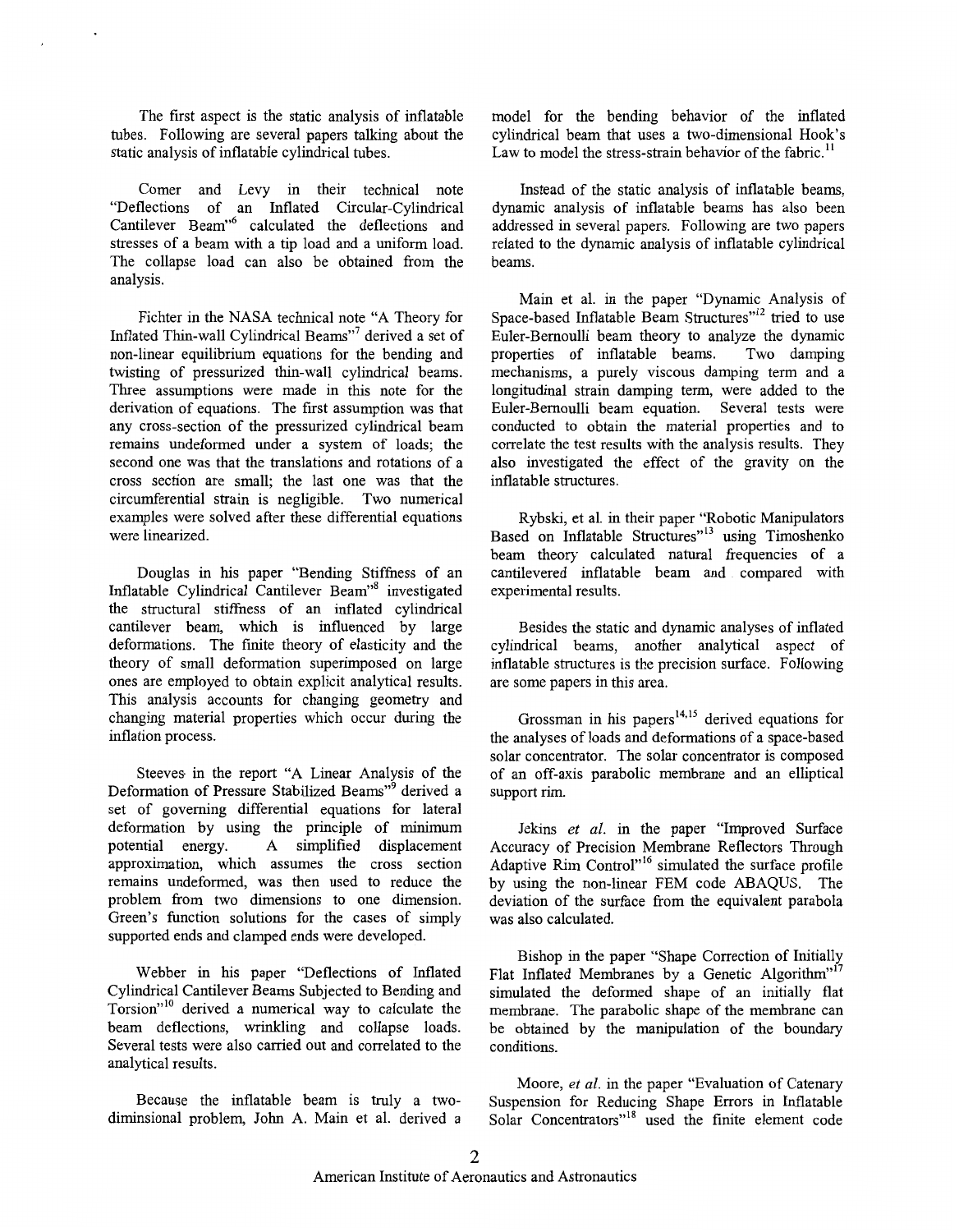The first aspect is the static analysis of inflatable tubes. Following are several papers talking about the static analysis of inflatable cylindrical tubes.

Comer and Levy in their technical note "Deflections of an Inflated Circular-Cylindrical Cantilever Beam"[6] calculated the deflections and stresses of a beam with a tip load and a uniform load. The collapse load can also be obtained from the analysis.

Fichter in the NASA technical note "A Theory for Inflated Thin-wall Cylindrical Beams"[7] derived a set of non-linear equilibrium equations for the bending and twisting of pressurized thin-wall cylindrical beams. Three assumptions were made in this note for the derivation of equations. The first assumption was that any cross-section of the pressurized cylindrical beam remains undeformed under a system of loads; the second one was that the translations and rotations of a cross section are small; the last one was that the circumferential strain is negligible. Two numerical examples were solved after these differential equations were linearized.

Douglas in his paper "Bending Stiffness of an Inflatable Cylindrical Cantilever Beam"[8] investigated the structural stiffness of an inflated cylindrical cantilever beam, which is influenced by large deformations. The finite theory of elasticity and the theory of small deformation superimposed on large ones are employed to obtain explicit analytical results. This analysis accounts for changing geometry and changing material properties which occur during the inflation process.

Steeves in the report "A Linear Analysis of the Deformation of Pressure Stabilized Beams"[9] derived a set of governing differential equations for lateral deformation by using the principle of minimum potential energy. A simplified displacement approximation, which assumes the cross section remains undeformed, was then used to reduce the problem from two dimensions to one dimension. Green's function solutions for the cases of simply supported ends and clamped ends were developed.

Webber in his paper "Deflections of Inflated Cylindrical Cantilever Beams Subjected to Bending and Torsion"[10] derived a numerical way to calculate the beam deflections, wrinkling and collapse loads. Several tests were also carried out and correlated to the analytical results.

Because the inflatable beam is truly a two-diminsional problem, John A. Main et al. derived a model for the bending behavior of the inflated cylindrical beam that uses a two-dimensional Hook's Law to model the stress-strain behavior of the fabric.[11]

Instead of the static analysis of inflatable beams, dynamic analysis of inflatable beams has also been addressed in several papers. Following are two papers related to the dynamic analysis of inflatable cylindrical beams.

Main et al. in the paper "Dynamic Analysis of Space-based Inflatable Beam Structures"[12] tried to use Euler-Bernoulli beam theory to analyze the dynamic properties of inflatable beams. Two damping mechanisms, a purely viscous damping term and a longitudinal strain damping term, were added to the Euler-Bernoulli beam equation. Several tests were conducted to obtain the material properties and to correlate the test results with the analysis results. They also investigated the effect of the gravity on the inflatable structures.

Rybski, et al. in their paper "Robotic Manipulators Based on Inflatable Structures"[13] using Timoshenko beam theory calculated natural frequencies of a cantilevered inflatable beam and compared with experimental results.

Besides the static and dynamic analyses of inflated cylindrical beams, another analytical aspect of inflatable structures is the precision surface. Following are some papers in this area.

Grossman in his papers[14,15] derived equations for the analyses of loads and deformations of a space-based solar concentrator. The solar concentrator is composed of an off-axis parabolic membrane and an elliptical support rim.

Jekins *et al.* in the paper "Improved Surface Accuracy of Precision Membrane Reflectors Through Adaptive Rim Control"[16] simulated the surface profile by using the non-linear FEM code ABAQUS. The deviation of the surface from the equivalent parabola was also calculated.

Bishop in the paper "Shape Correction of Initially Flat Inflated Membranes by a Genetic Algorithm"[17] simulated the deformed shape of an initially flat membrane. The parabolic shape of the membrane can be obtained by the manipulation of the boundary conditions.

Moore, *et al.* in the paper "Evaluation of Catenary Suspension for Reducing Shape Errors in Inflatable Solar Concentrators"[18] used the finite element code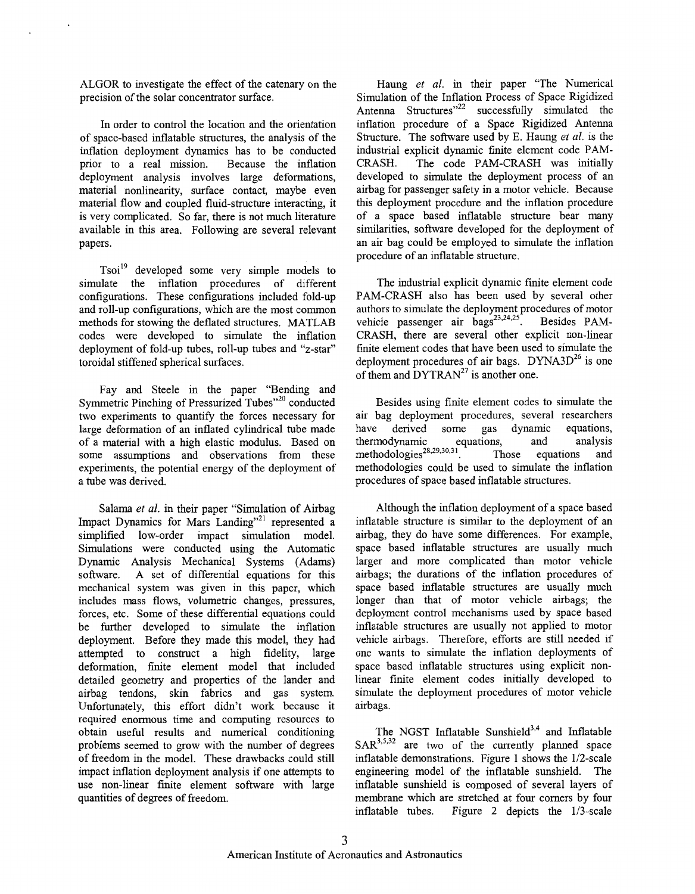ALGOR to investigate the effect of the catenary on the precision of the solar concentrator surface.

In order to control the location and the orientation of space-based inflatable structures, the analysis of the inflation deployment dynamics has to be conducted prior to a real mission. Because the inflation deployment analysis involves large deformations, material nonlinearity, surface contact, maybe even material flow and coupled fluid-structure interacting, it is very complicated. So far, there is not much literature available in this area. Following are several relevant papers.

Tsoi[19] developed some very simple models to simulate the inflation procedures of different configurations. These configurations included fold-up and roll-up configurations, which are the most common methods for stowing the deflated structures. MATLAB codes were developed to simulate the inflation deployment of fold-up tubes, roll-up tubes and "z-star" toroidal stiffened spherical surfaces.

Fay and Steele in the paper "Bending and Symmetric Pinching of Pressurized Tubes"[20] conducted two experiments to quantify the forces necessary for large deformation of an inflated cylindrical tube made of a material with a high elastic modulus. Based on some assumptions and observations from these experiments, the potential energy of the deployment of a tube was derived.

Salama *et al.* in their paper "Simulation of Airbag Impact Dynamics for Mars Landing"[21] represented a simplified low-order impact simulation model. Simulations were conducted using the Automatic Dynamic Analysis Mechanical Systems (Adams) software. A set of differential equations for this mechanical system was given in this paper, which includes mass flows, volumetric changes, pressures, forces, etc. Some of these differential equations could be further developed to simulate the inflation deployment. Before they made this model, they had attempted to construct a high fidelity, large deformation, finite element model that included detailed geometry and properties of the lander and airbag tendons, skin fabrics and gas system. Unfortunately, this effort didn't work because it required enormous time and computing resources to obtain useful results and numerical conditioning problems seemed to grow with the number of degrees of freedom in the model. These drawbacks could still impact inflation deployment analysis if one attempts to use non-linear finite element software with large quantities of degrees of freedom.

Haung *et al.* in their paper "The Numerical Simulation of the Inflation Process of Space Rigidized Antenna Structures"[22] successfully simulated the inflation procedure of a Space Rigidized Antenna Structure. The software used by E. Haung *et al.* is the industrial explicit dynamic finite element code PAM-CRASH. The code PAM-CRASH was initially developed to simulate the deployment process of an airbag for passenger safety in a motor vehicle. Because this deployment procedure and the inflation procedure of a space based inflatable structure bear many similarities, software developed for the deployment of an air bag could be employed to simulate the inflation procedure of an inflatable structure.

The industrial explicit dynamic finite element code PAM-CRASH also has been used by several other authors to simulate the deployment procedures of motor vehicle passenger air bags[23,24,25]. Besides PAM-CRASH, there are several other explicit non-linear finite element codes that have been used to simulate the deployment procedures of air bags. DYNA3D[26] is one of them and DYTRAN[27] is another one.

Besides using finite element codes to simulate the air bag deployment procedures, several researchers have derived some gas dynamic equations, thermodynamic equations, and analysis methodologies[28,29,30,31]. Those equations and methodologies could be used to simulate the inflation procedures of space based inflatable structures.

Although the inflation deployment of a space based inflatable structure is similar to the deployment of an airbag, they do have some differences. For example, space based inflatable structures are usually much larger and more complicated than motor vehicle airbags; the durations of the inflation procedures of space based inflatable structures are usually much longer than that of motor vehicle airbags; the deployment control mechanisms used by space based inflatable structures are usually not applied to motor vehicle airbags. Therefore, efforts are still needed if one wants to simulate the inflation deployments of space based inflatable structures using explicit non-linear finite element codes initially developed to simulate the deployment procedures of motor vehicle airbags.

The NGST Inflatable Sunshield[3,4] and Inflatable SAR[3,5,32] are two of the currently planned space inflatable demonstrations. Figure 1 shows the 1/2-scale engineering model of the inflatable sunshield. The inflatable sunshield is composed of several layers of membrane which are stretched at four corners by four inflatable tubes. Figure 2 depicts the 1/3-scale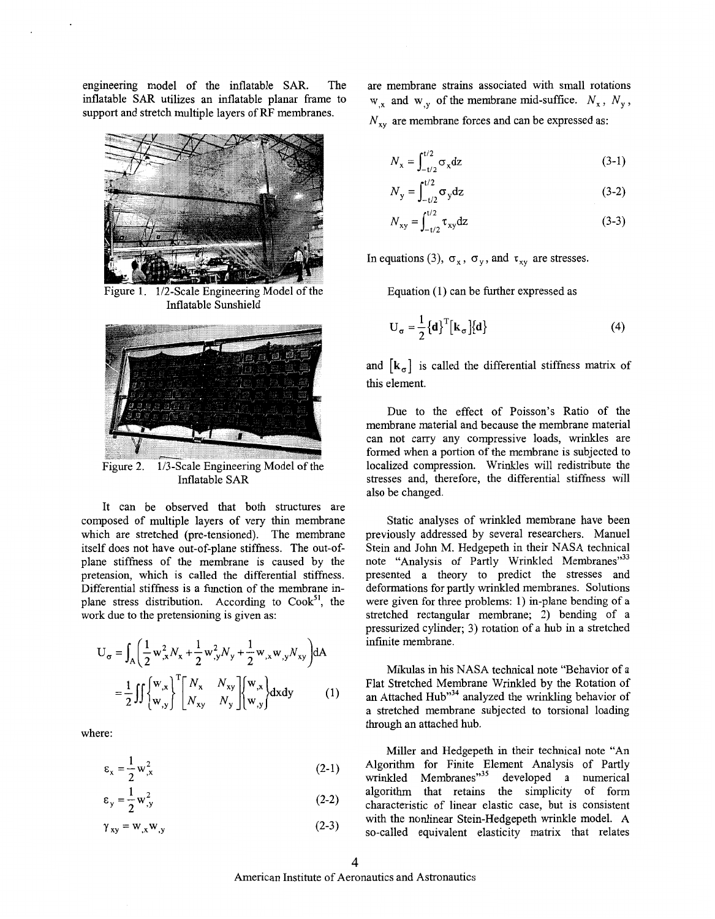engineering model of the inflatable SAR. The inflatable SAR utilizes an inflatable planar frame to support and stretch multiple layers of RF membranes.

Figure 1. 1/2-Scale Engineering Model of the Inflatable Sunshield

Figure 2. 1/3-Scale Engineering Model of the Inflatable SAR

It can be observed that both structures are composed of multiple layers of very thin membrane which are stretched (pre-tensioned). The membrane itself does not have out-of-plane stiffness. The out-of-plane stiffness of the membrane is caused by the pretension, which is called the differential stiffness. Differential stiffness is a function of the membrane in-plane stress distribution. According to Cook[51], the work due to the pretensioning is given as:

$$U_\sigma = \int_A \left( \frac{1}{2} w_{,x}^2 N_x + \frac{1}{2} w_{,y}^2 N_y + \frac{1}{2} w_{,x} w_{,y} N_{xy} \right) dA$$

$$= \frac{1}{2} \iint \begin{Bmatrix} w_{,x} \\ w_{,y} \end{Bmatrix}^T \begin{bmatrix} N_x & N_{xy} \\ N_{xy} & N_y \end{bmatrix} \begin{Bmatrix} w_{,x} \\ w_{,y} \end{Bmatrix} dxdy \quad (1)$$

where:

$$\varepsilon_x = \frac{1}{2} w_{,x}^2 \quad (2\text{-}1)$$

$$\varepsilon_y = \frac{1}{2} w_{,y}^2 \quad (2\text{-}2)$$

$$\gamma_{xy} = w_{,x} w_{,y} \quad (2\text{-}3)$$

are membrane strains associated with small rotations $w_{,x}$ and $w_{,y}$ of the membrane mid-suffice. $N_x$, $N_y$, $N_{xy}$ are membrane forces and can be expressed as:

$$N_x = \int_{-t/2}^{t/2} \sigma_x dz \quad (3\text{-}1)$$

$$N_y = \int_{-t/2}^{t/2} \sigma_y dz \quad (3\text{-}2)$$

$$N_{xy} = \int_{-t/2}^{t/2} \tau_{xy} dz \quad (3\text{-}3)$$

In equations (3), $\sigma_x$, $\sigma_y$, and $\tau_{xy}$ are stresses.

Equation (1) can be further expressed as

$$U_\sigma = \frac{1}{2} \{d\}^T [k_\sigma] \{d\} \quad (4)$$

and $[k_\sigma]$ is called the differential stiffness matrix of this element.

Due to the effect of Poisson's Ratio of the membrane material and because the membrane material can not carry any compressive loads, wrinkles are formed when a portion of the membrane is subjected to localized compression. Wrinkles will redistribute the stresses and, therefore, the differential stiffness will also be changed.

Static analyses of wrinkled membrane have been previously addressed by several researchers. Manuel Stein and John M. Hedgepeth in their NASA technical note "Analysis of Partly Wrinkled Membranes"[33] presented a theory to predict the stresses and deformations for partly wrinkled membranes. Solutions were given for three problems: 1) in-plane bending of a stretched rectangular membrane; 2) bending of a pressurized cylinder; 3) rotation of a hub in a stretched infinite membrane.

Mikulas in his NASA technical note "Behavior of a Flat Stretched Membrane Wrinkled by the Rotation of an Attached Hub"[34] analyzed the wrinkling behavior of a stretched membrane subjected to torsional loading through an attached hub.

Miller and Hedgepeth in their technical note "An Algorithm for Finite Element Analysis of Partly wrinkled Membranes"[35] developed a numerical algorithm that retains the simplicity of form characteristic of linear elastic case, but is consistent with the nonlinear Stein-Hedgepeth wrinkle model. A so-called equivalent elasticity matrix that relates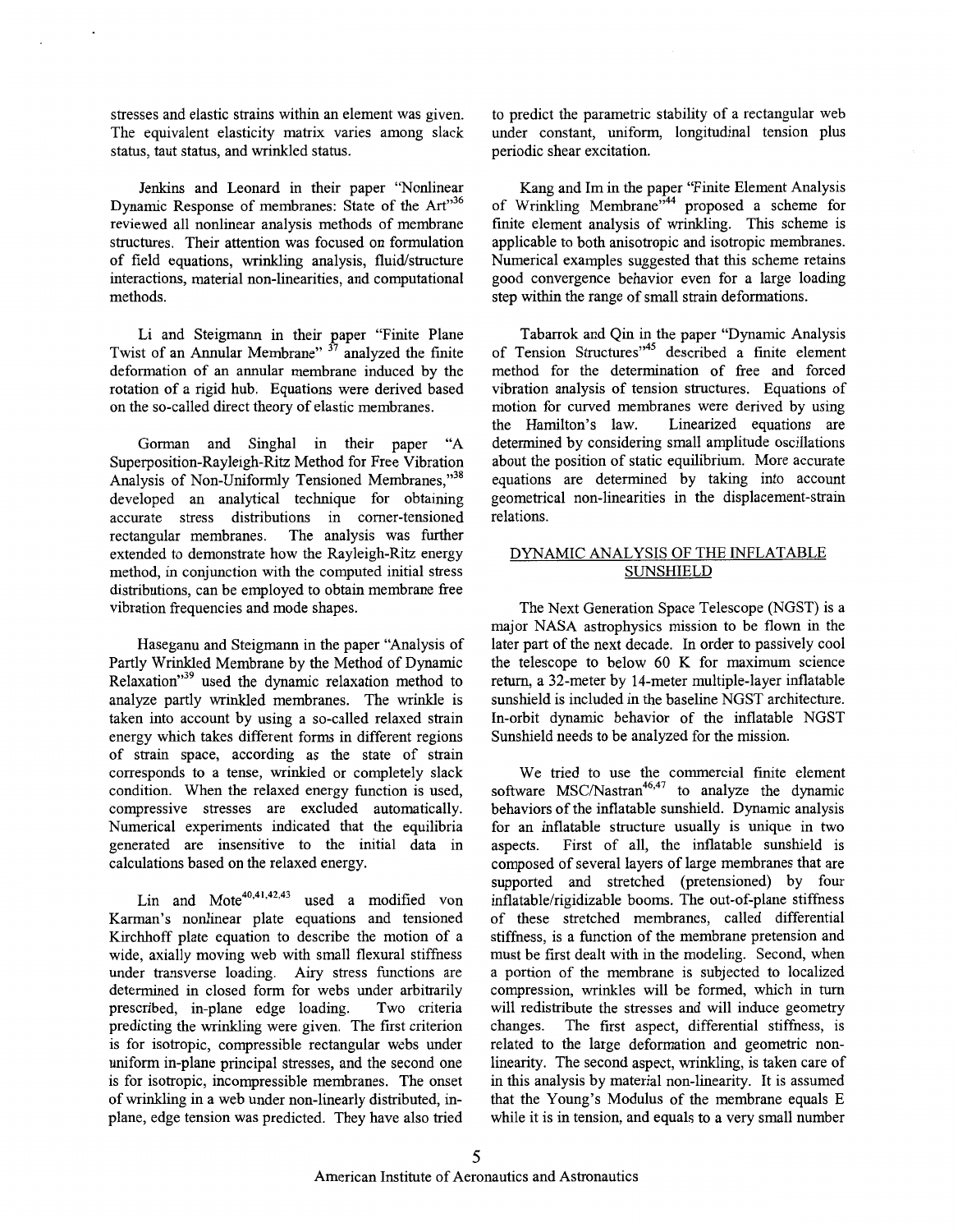stresses and elastic strains within an element was given. The equivalent elasticity matrix varies among slack status, taut status, and wrinkled status.

Jenkins and Leonard in their paper "Nonlinear Dynamic Response of membranes: State of the Art"[36] reviewed all nonlinear analysis methods of membrane structures. Their attention was focused on formulation of field equations, wrinkling analysis, fluid/structure interactions, material non-linearities, and computational methods.

Li and Steigmann in their paper "Finite Plane Twist of an Annular Membrane" [37] analyzed the finite deformation of an annular membrane induced by the rotation of a rigid hub. Equations were derived based on the so-called direct theory of elastic membranes.

Gorman and Singhal in their paper "A Superposition-Rayleigh-Ritz Method for Free Vibration Analysis of Non-Uniformly Tensioned Membranes,"[38] developed an analytical technique for obtaining accurate stress distributions in corner-tensioned rectangular membranes. The analysis was further extended to demonstrate how the Rayleigh-Ritz energy method, in conjunction with the computed initial stress distributions, can be employed to obtain membrane free vibration frequencies and mode shapes.

Haseganu and Steigmann in the paper "Analysis of Partly Wrinkled Membrane by the Method of Dynamic Relaxation"[39] used the dynamic relaxation method to analyze partly wrinkled membranes. The wrinkle is taken into account by using a so-called relaxed strain energy which takes different forms in different regions of strain space, according as the state of strain corresponds to a tense, wrinkled or completely slack condition. When the relaxed energy function is used, compressive stresses are excluded automatically. Numerical experiments indicated that the equilibria generated are insensitive to the initial data in calculations based on the relaxed energy.

Lin and Mote[40,41,42,43] used a modified von Karman's nonlinear plate equations and tensioned Kirchhoff plate equation to describe the motion of a wide, axially moving web with small flexural stiffness under transverse loading. Airy stress functions are determined in closed form for webs under arbitrarily prescribed, in-plane edge loading. Two criteria predicting the wrinkling were given. The first criterion is for isotropic, compressible rectangular webs under uniform in-plane principal stresses, and the second one is for isotropic, incompressible membranes. The onset of wrinkling in a web under non-linearly distributed, in-plane, edge tension was predicted. They have also tried to predict the parametric stability of a rectangular web under constant, uniform, longitudinal tension plus periodic shear excitation.

Kang and Im in the paper "Finite Element Analysis of Wrinkling Membrane"[44] proposed a scheme for finite element analysis of wrinkling. This scheme is applicable to both anisotropic and isotropic membranes. Numerical examples suggested that this scheme retains good convergence behavior even for a large loading step within the range of small strain deformations.

Tabarrok and Qin in the paper "Dynamic Analysis of Tension Structures"[45] described a finite element method for the determination of free and forced vibration analysis of tension structures. Equations of motion for curved membranes were derived by using the Hamilton's law. Linearized equations are determined by considering small amplitude oscillations about the position of static equilibrium. More accurate equations are determined by taking into account geometrical non-linearities in the displacement-strain relations.

## DYNAMIC ANALYSIS OF THE INFLATABLE SUNSHIELD

The Next Generation Space Telescope (NGST) is a major NASA astrophysics mission to be flown in the later part of the next decade. In order to passively cool the telescope to below 60 K for maximum science return, a 32-meter by 14-meter multiple-layer inflatable sunshield is included in the baseline NGST architecture. In-orbit dynamic behavior of the inflatable NGST Sunshield needs to be analyzed for the mission.

We tried to use the commercial finite element software MSC/Nastran[46,47] to analyze the dynamic behaviors of the inflatable sunshield. Dynamic analysis for an inflatable structure usually is unique in two aspects. First of all, the inflatable sunshield is composed of several layers of large membranes that are supported and stretched (pretensioned) by four inflatable/rigidizable booms. The out-of-plane stiffness of these stretched membranes, called differential stiffness, is a function of the membrane pretension and must be first dealt with in the modeling. Second, when a portion of the membrane is subjected to localized compression, wrinkles will be formed, which in turn will redistribute the stresses and will induce geometry changes. The first aspect, differential stiffness, is related to the large deformation and geometric non-linearity. The second aspect, wrinkling, is taken care of in this analysis by material non-linearity. It is assumed that the Young's Modulus of the membrane equals E while it is in tension, and equals to a very small number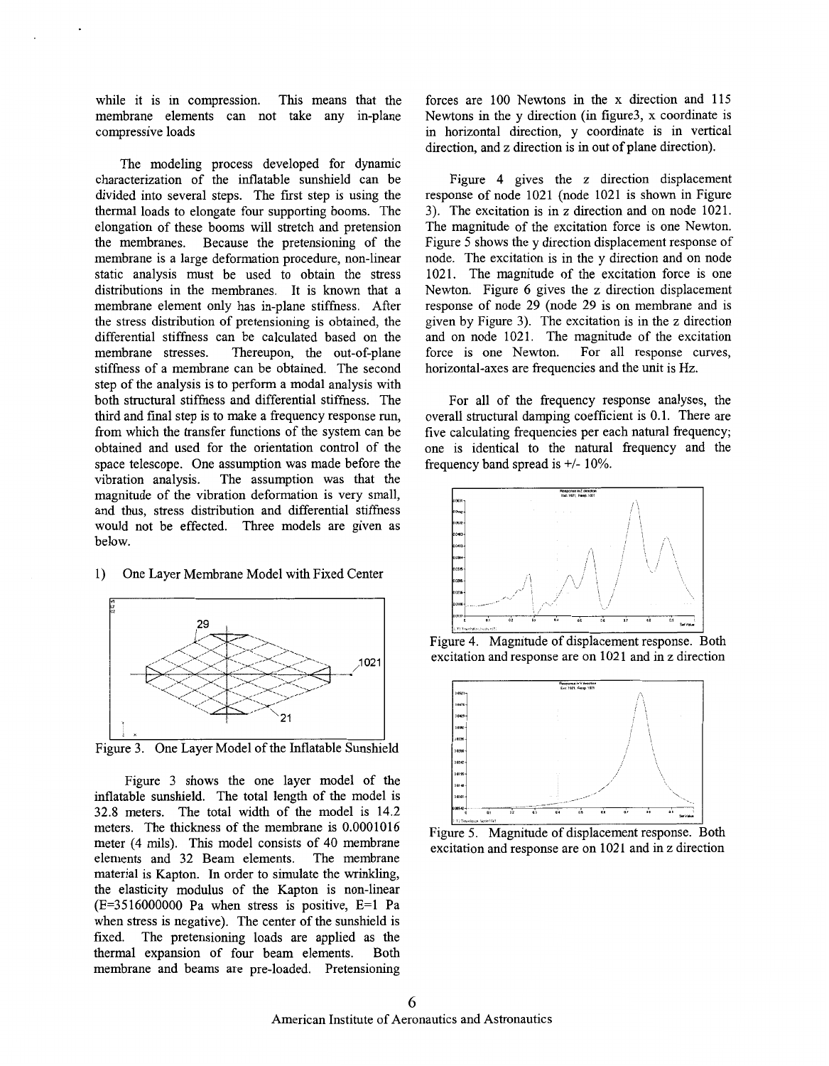while it is in compression. This means that the membrane elements can not take any in-plane compressive loads

The modeling process developed for dynamic characterization of the inflatable sunshield can be divided into several steps. The first step is using the thermal loads to elongate four supporting booms. The elongation of these booms will stretch and pretension the membranes. Because the pretensioning of the membrane is a large deformation procedure, non-linear static analysis must be used to obtain the stress distributions in the membranes. It is known that a membrane element only has in-plane stiffness. After the stress distribution of pretensioning is obtained, the differential stiffness can be calculated based on the membrane stresses. Thereupon, the out-of-plane stiffness of a membrane can be obtained. The second step of the analysis is to perform a modal analysis with both structural stiffness and differential stiffness. The third and final step is to make a frequency response run, from which the transfer functions of the system can be obtained and used for the orientation control of the space telescope. One assumption was made before the vibration analysis. The assumption was that the magnitude of the vibration deformation is very small, and thus, stress distribution and differential stiffness would not be effected. Three models are given as below.

1) One Layer Membrane Model with Fixed Center

Figure 3. One Layer Model of the Inflatable Sunshield

Figure 3 shows the one layer model of the inflatable sunshield. The total length of the model is 32.8 meters. The total width of the model is 14.2 meters. The thickness of the membrane is 0.0001016 meter (4 mils). This model consists of 40 membrane elements and 32 Beam elements. The membrane material is Kapton. In order to simulate the wrinkling, the elasticity modulus of the Kapton is non-linear (E=3516000000 Pa when stress is positive, E=1 Pa when stress is negative). The center of the sunshield is fixed. The pretensioning loads are applied as the thermal expansion of four beam elements. Both membrane and beams are pre-loaded. Pretensioning forces are 100 Newtons in the x direction and 115 Newtons in the y direction (in figure3, x coordinate is in horizontal direction, y coordinate is in vertical direction, and z direction is in out of plane direction).

Figure 4 gives the z direction displacement response of node 1021 (node 1021 is shown in Figure 3). The excitation is in z direction and on node 1021. The magnitude of the excitation force is one Newton. Figure 5 shows the y direction displacement response of node. The excitation is in the y direction and on node 1021. The magnitude of the excitation force is one Newton. Figure 6 gives the z direction displacement response of node 29 (node 29 is on membrane and is given by Figure 3). The excitation is in the z direction and on node 1021. The magnitude of the excitation force is one Newton. For all response curves, horizontal-axes are frequencies and the unit is Hz.

For all of the frequency response analyses, the overall structural damping coefficient is 0.1. There are five calculating frequencies per each natural frequency; one is identical to the natural frequency and the frequency band spread is +/- 10%.

Figure 4. Magnitude of displacement response. Both excitation and response are on 1021 and in z direction

Figure 5. Magnitude of displacement response. Both excitation and response are on 1021 and in z direction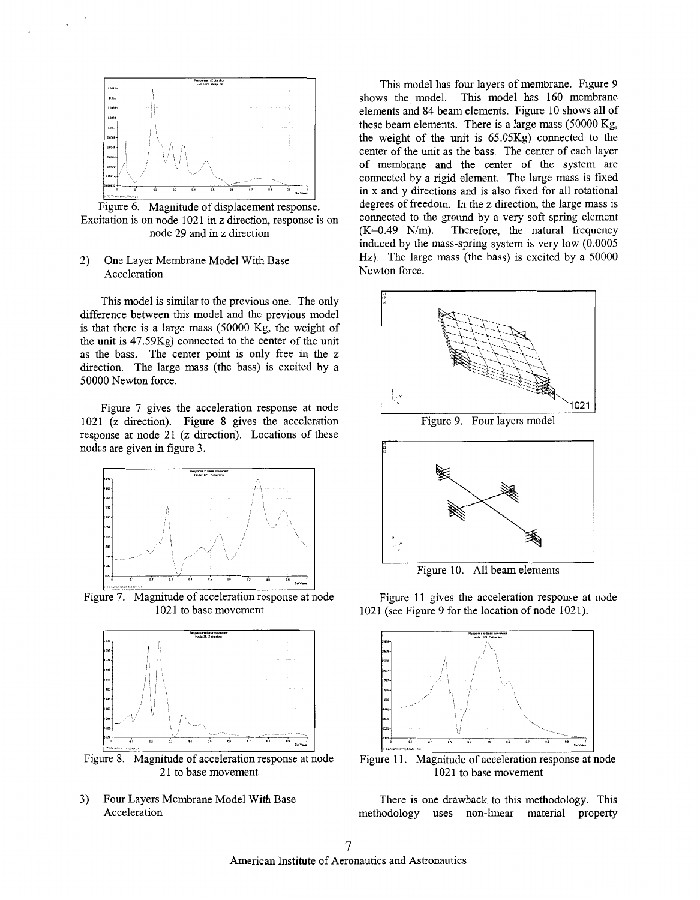Figure 6. Magnitude of displacement response. Excitation is on node 1021 in z direction, response is on node 29 and in z direction

2) One Layer Membrane Model With Base Acceleration

This model is similar to the previous one. The only difference between this model and the previous model is that there is a large mass (50000 Kg, the weight of the unit is 47.59Kg) connected to the center of the unit as the bass. The center point is only free in the z direction. The large mass (the bass) is excited by a 50000 Newton force.

Figure 7 gives the acceleration response at node 1021 (z direction). Figure 8 gives the acceleration response at node 21 (z direction). Locations of these nodes are given in figure 3.

Figure 7. Magnitude of acceleration response at node 1021 to base movement

Figure 8. Magnitude of acceleration response at node 21 to base movement

3) Four Layers Membrane Model With Base Acceleration

This model has four layers of membrane. Figure 9 shows the model. This model has 160 membrane elements and 84 beam elements. Figure 10 shows all of these beam elements. There is a large mass (50000 Kg, the weight of the unit is 65.05Kg) connected to the center of the unit as the bass. The center of each layer of membrane and the center of the system are connected by a rigid element. The large mass is fixed in x and y directions and is also fixed for all rotational degrees of freedom. In the z direction, the large mass is connected to the ground by a very soft spring element (K=0.49 N/m). Therefore, the natural frequency induced by the mass-spring system is very low (0.0005 Hz). The large mass (the bass) is excited by a 50000 Newton force.

Figure 9. Four layers model

Figure 10. All beam elements

Figure 11 gives the acceleration response at node 1021 (see Figure 9 for the location of node 1021).

Figure 11. Magnitude of acceleration response at node 1021 to base movement

There is one drawback to this methodology. This methodology uses non-linear material property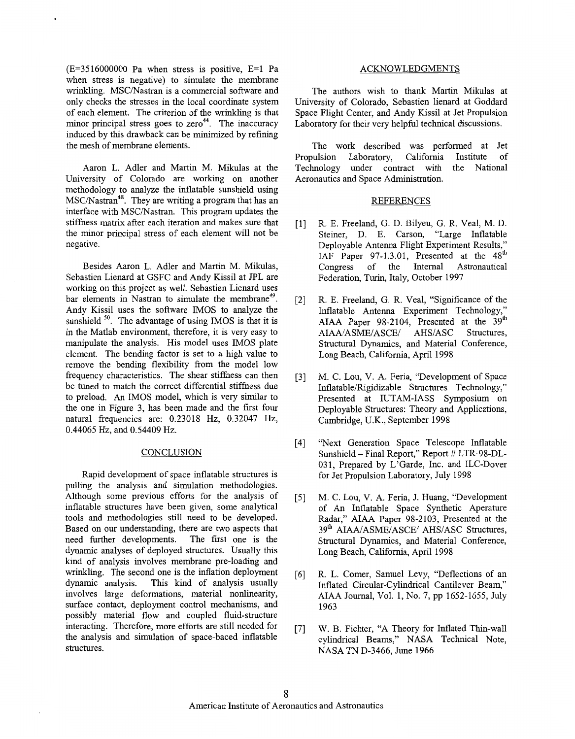(E=3516000000 Pa when stress is positive, E=1 Pa when stress is negative) to simulate the membrane wrinkling. MSC/Nastran is a commercial software and only checks the stresses in the local coordinate system of each element. The criterion of the wrinkling is that minor principal stress goes to zero[44]. The inaccuracy induced by this drawback can be minimized by refining the mesh of membrane elements.

Aaron L. Adler and Martin M. Mikulas at the University of Colorado are working on another methodology to analyze the inflatable sunshield using MSC/Nastran[48]. They are writing a program that has an interface with MSC/Nastran. This program updates the stiffness matrix after each iteration and makes sure that the minor principal stress of each element will not be negative.

Besides Aaron L. Adler and Martin M. Mikulas, Sebastien Lienard at GSFC and Andy Kissil at JPL are working on this project as well. Sebastien Lienard uses bar elements in Nastran to simulate the membrane[49]. Andy Kissil uses the software IMOS to analyze the sunshield [50]. The advantage of using IMOS is that it is in the Matlab environment, therefore, it is very easy to manipulate the analysis. His model uses IMOS plate element. The bending factor is set to a high value to remove the bending flexibility from the model low frequency characteristics. The shear stiffness can then be tuned to match the correct differential stiffness due to preload. An IMOS model, which is very similar to the one in Figure 3, has been made and the first four natural frequencies are: 0.23018 Hz, 0.32047 Hz, 0.44065 Hz, and 0.54409 Hz.

## CONCLUSION

Rapid development of space inflatable structures is pulling the analysis and simulation methodologies. Although some previous efforts for the analysis of inflatable structures have been given, some analytical tools and methodologies still need to be developed. Based on our understanding, there are two aspects that need further developments. The first one is the dynamic analyses of deployed structures. Usually this kind of analysis involves membrane pre-loading and wrinkling. The second one is the inflation deployment dynamic analysis. This kind of analysis usually involves large deformations, material nonlinearity, surface contact, deployment control mechanisms, and possibly material flow and coupled fluid-structure interacting. Therefore, more efforts are still needed for the analysis and simulation of space-baced inflatable structures.

## ACKNOWLEDGMENTS

The authors wish to thank Martin Mikulas at University of Colorado, Sebastien lienard at Goddard Space Flight Center, and Andy Kissil at Jet Propulsion Laboratory for their very helpful technical discussions.

The work described was performed at Jet Propulsion Laboratory, California Institute of Technology under contract with the National Aeronautics and Space Administration.

## REFERENCES

[1] R. E. Freeland, G. D. Bilyeu, G. R. Veal, M. D. Steiner, D. E. Carson, "Large Inflatable Deployable Antenna Flight Experiment Results," IAF Paper 97-1.3.01, Presented at the 48th Congress of the Internal Astronautical Federation, Turin, Italy, October 1997

[2] R. E. Freeland, G. R. Veal, "Significance of the Inflatable Antenna Experiment Technology," AIAA Paper 98-2104, Presented at the 39th AIAA/ASME/ASCE/ AHS/ASC Structures, Structural Dynamics, and Material Conference, Long Beach, California, April 1998

[3] M. C. Lou, V. A. Feria, "Development of Space Inflatable/Rigidizable Structures Technology," Presented at IUTAM-IASS Symposium on Deployable Structures: Theory and Applications, Cambridge, U.K., September 1998

[4] "Next Generation Space Telescope Inflatable Sunshield – Final Report," Report # LTR-98-DL-031, Prepared by L'Garde, Inc. and ILC-Dover for Jet Propulsion Laboratory, July 1998

[5] M. C. Lou, V. A. Feria, J. Huang, "Development of An Inflatable Space Synthetic Aperature Radar," AIAA Paper 98-2103, Presented at the 39th AIAA/ASME/ASCE/ AHS/ASC Structures, Structural Dynamics, and Material Conference, Long Beach, California, April 1998

[6] R. L. Comer, Samuel Levy, "Deflections of an Inflated Circular-Cylindrical Cantilever Beam," AIAA Journal, Vol. 1, No. 7, pp 1652-1655, July 1963

[7] W. B. Fichter, "A Theory for Inflated Thin-wall cylindrical Beams," NASA Technical Note, NASA TN D-3466, June 1966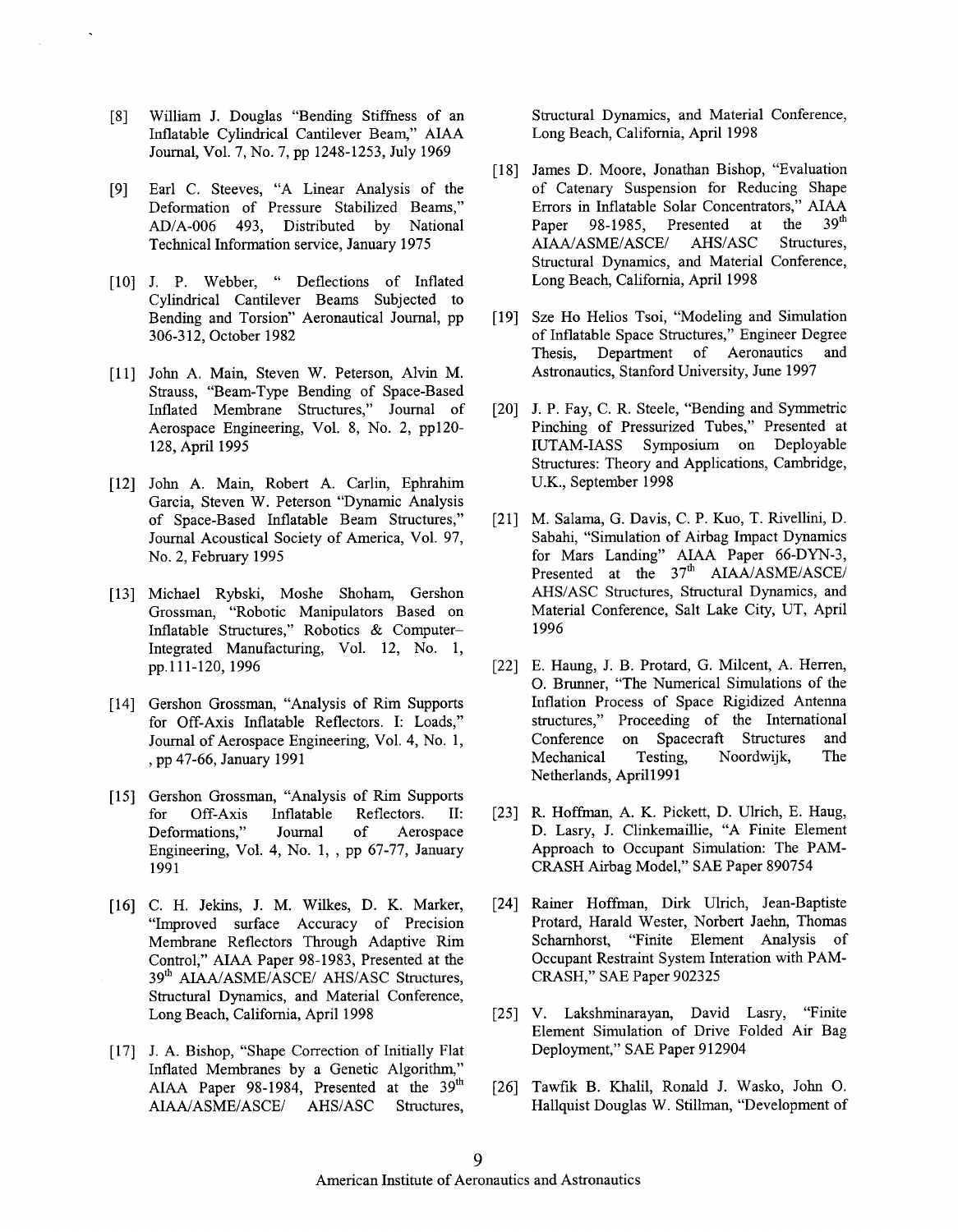[8] William J. Douglas "Bending Stiffness of an Inflatable Cylindrical Cantilever Beam," AIAA Journal, Vol. 7, No. 7, pp 1248-1253, July 1969

[9] Earl C. Steeves, "A Linear Analysis of the Deformation of Pressure Stabilized Beams," AD/A-006 493, Distributed by National Technical Information service, January 1975

[10] J. P. Webber, " Deflections of Inflated Cylindrical Cantilever Beams Subjected to Bending and Torsion" Aeronautical Journal, pp 306-312, October 1982

[11] John A. Main, Steven W. Peterson, Alvin M. Strauss, "Beam-Type Bending of Space-Based Inflated Membrane Structures," Journal of Aerospace Engineering, Vol. 8, No. 2, pp120-128, April 1995

[12] John A. Main, Robert A. Carlin, Ephrahim Garcia, Steven W. Peterson "Dynamic Analysis of Space-Based Inflatable Beam Structures," Journal Acoustical Society of America, Vol. 97, No. 2, February 1995

[13] Michael Rybski, Moshe Shoham, Gershon Grossman, "Robotic Manipulators Based on Inflatable Structures," Robotics & Computer-Integrated Manufacturing, Vol. 12, No. 1, pp.111-120, 1996

[14] Gershon Grossman, "Analysis of Rim Supports for Off-Axis Inflatable Reflectors. I: Loads," Journal of Aerospace Engineering, Vol. 4, No. 1, , pp 47-66, January 1991

[15] Gershon Grossman, "Analysis of Rim Supports for Off-Axis Inflatable Reflectors. II: Deformations," Journal of Aerospace Engineering, Vol. 4, No. 1, , pp 67-77, January 1991

[16] C. H. Jekins, J. M. Wilkes, D. K. Marker, "Improved surface Accuracy of Precision Membrane Reflectors Through Adaptive Rim Control," AIAA Paper 98-1983, Presented at the 39th AIAA/ASME/ASCE/ AHS/ASC Structures, Structural Dynamics, and Material Conference, Long Beach, California, April 1998

[17] J. A. Bishop, "Shape Correction of Initially Flat Inflated Membranes by a Genetic Algorithm," AIAA Paper 98-1984, Presented at the 39th AIAA/ASME/ASCE/ AHS/ASC Structures, Structural Dynamics, and Material Conference, Long Beach, California, April 1998

[18] James D. Moore, Jonathan Bishop, "Evaluation of Catenary Suspension for Reducing Shape Errors in Inflatable Solar Concentrators," AIAA Paper 98-1985, Presented at the 39th AIAA/ASME/ASCE/ AHS/ASC Structures, Structural Dynamics, and Material Conference, Long Beach, California, April 1998

[19] Sze Ho Helios Tsoi, "Modeling and Simulation of Inflatable Space Structures," Engineer Degree Thesis, Department of Aeronautics and Astronautics, Stanford University, June 1997

[20] J. P. Fay, C. R. Steele, "Bending and Symmetric Pinching of Pressurized Tubes," Presented at IUTAM-IASS Symposium on Deployable Structures: Theory and Applications, Cambridge, U.K., September 1998

[21] M. Salama, G. Davis, C. P. Kuo, T. Rivellini, D. Sabahi, "Simulation of Airbag Impact Dynamics for Mars Landing" AIAA Paper 66-DYN-3, Presented at the 37th AIAA/ASME/ASCE/ AHS/ASC Structures, Structural Dynamics, and Material Conference, Salt Lake City, UT, April 1996

[22] E. Haung, J. B. Protard, G. Milcent, A. Herren, O. Brunner, "The Numerical Simulations of the Inflation Process of Space Rigidized Antenna structures," Proceeding of the International Conference on Spacecraft Structures and Mechanical Testing, Noordwijk, The Netherlands, April1991

[23] R. Hoffman, A. K. Pickett, D. Ulrich, E. Haug, D. Lasry, J. Clinkemaillie, "A Finite Element Approach to Occupant Simulation: The PAM-CRASH Airbag Model," SAE Paper 890754

[24] Rainer Hoffman, Dirk Ulrich, Jean-Baptiste Protard, Harald Wester, Norbert Jaehn, Thomas Scharnhorst, "Finite Element Analysis of Occupant Restraint System Interation with PAM-CRASH," SAE Paper 902325

[25] V. Lakshminarayan, David Lasry, "Finite Element Simulation of Drive Folded Air Bag Deployment," SAE Paper 912904

[26] Tawfik B. Khalil, Ronald J. Wasko, John O. Hallquist Douglas W. Stillman, "Development of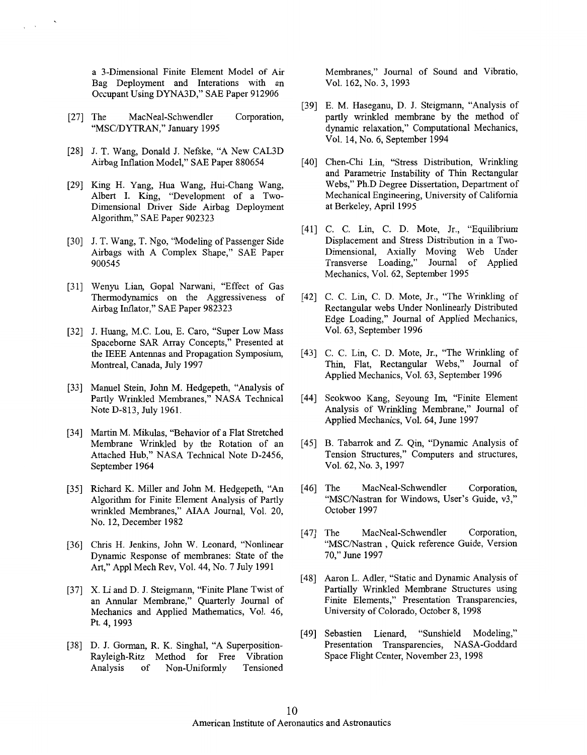a 3-Dimensional Finite Element Model of Air Bag Deployment and Interations with an Occupant Using DYNA3D," SAE Paper 912906

[27] The MacNeal-Schwendler Corporation, "MSC/DYTRAN," January 1995

[28] J. T. Wang, Donald J. Nefske, "A New CAL3D Airbag Inflation Model," SAE Paper 880654

[29] King H. Yang, Hua Wang, Hui-Chang Wang, Albert I. King, "Development of a Two-Dimensional Driver Side Airbag Deployment Algorithm," SAE Paper 902323

[30] J. T. Wang, T. Ngo, "Modeling of Passenger Side Airbags with A Complex Shape," SAE Paper 900545

[31] Wenyu Lian, Gopal Narwani, "Effect of Gas Thermodynamics on the Aggressiveness of Airbag Inflator," SAE Paper 982323

[32] J. Huang, M.C. Lou, E. Caro, "Super Low Mass Spaceborne SAR Array Concepts," Presented at the IEEE Antennas and Propagation Symposium, Montreal, Canada, July 1997

[33] Manuel Stein, John M. Hedgepeth, "Analysis of Partly Wrinkled Membranes," NASA Technical Note D-813, July 1961.

[34] Martin M. Mikulas, "Behavior of a Flat Stretched Membrane Wrinkled by the Rotation of an Attached Hub," NASA Technical Note D-2456, September 1964

[35] Richard K. Miller and John M. Hedgepeth, "An Algorithm for Finite Element Analysis of Partly wrinkled Membranes," AIAA Journal, Vol. 20, No. 12, December 1982

[36] Chris H. Jenkins, John W. Leonard, "Nonlinear Dynamic Response of membranes: State of the Art," Appl Mech Rev, Vol. 44, No. 7 July 1991

[37] X. Li and D. J. Steigmann, "Finite Plane Twist of an Annular Membrane," Quarterly Journal of Mechanics and Applied Mathematics, Vol. 46, Pt. 4, 1993

[38] D. J. Gorman, R. K. Singhal, "A Superposition-Rayleigh-Ritz Method for Free Vibration Analysis of Non-Uniformly Tensioned Membranes," Journal of Sound and Vibratio, Vol. 162, No. 3, 1993

[39] E. M. Haseganu, D. J. Steigmann, "Analysis of partly wrinkled membrane by the method of dynamic relaxation," Computational Mechanics, Vol. 14, No. 6, September 1994

[40] Chen-Chi Lin, "Stress Distribution, Wrinkling and Parametric Instability of Thin Rectangular Webs," Ph.D Degree Dissertation, Department of Mechanical Engineering, University of California at Berkeley, April 1995

[41] C. C. Lin, C. D. Mote, Jr., "Equilibrium Displacement and Stress Distribution in a Two-Dimensional, Axially Moving Web Under Transverse Loading," Journal of Applied Mechanics, Vol. 62, September 1995

[42] C. C. Lin, C. D. Mote, Jr., "The Wrinkling of Rectangular webs Under Nonlinearly Distributed Edge Loading," Journal of Applied Mechanics, Vol. 63, September 1996

[43] C. C. Lin, C. D. Mote, Jr., "The Wrinkling of Thin, Flat, Rectangular Webs," Journal of Applied Mechanics, Vol. 63, September 1996

[44] Seokwoo Kang, Seyoung Im, "Finite Element Analysis of Wrinkling Membrane," Journal of Applied Mechanics, Vol. 64, June 1997

[45] B. Tabarrok and Z. Qin, "Dynamic Analysis of Tension Structures," Computers and structures, Vol. 62, No. 3, 1997

[46] The MacNeal-Schwendler Corporation, "MSC/Nastran for Windows, User's Guide, v3," October 1997

[47] The MacNeal-Schwendler Corporation, "MSC/Nastran , Quick reference Guide, Version 70," June 1997

[48] Aaron L. Adler, "Static and Dynamic Analysis of Partially Wrinkled Membrane Structures using Finite Elements," Presentation Transparencies, University of Colorado, October 8, 1998

[49] Sebastien Lienard, "Sunshield Modeling," Presentation Transparencies, NASA-Goddard Space Flight Center, November 23, 1998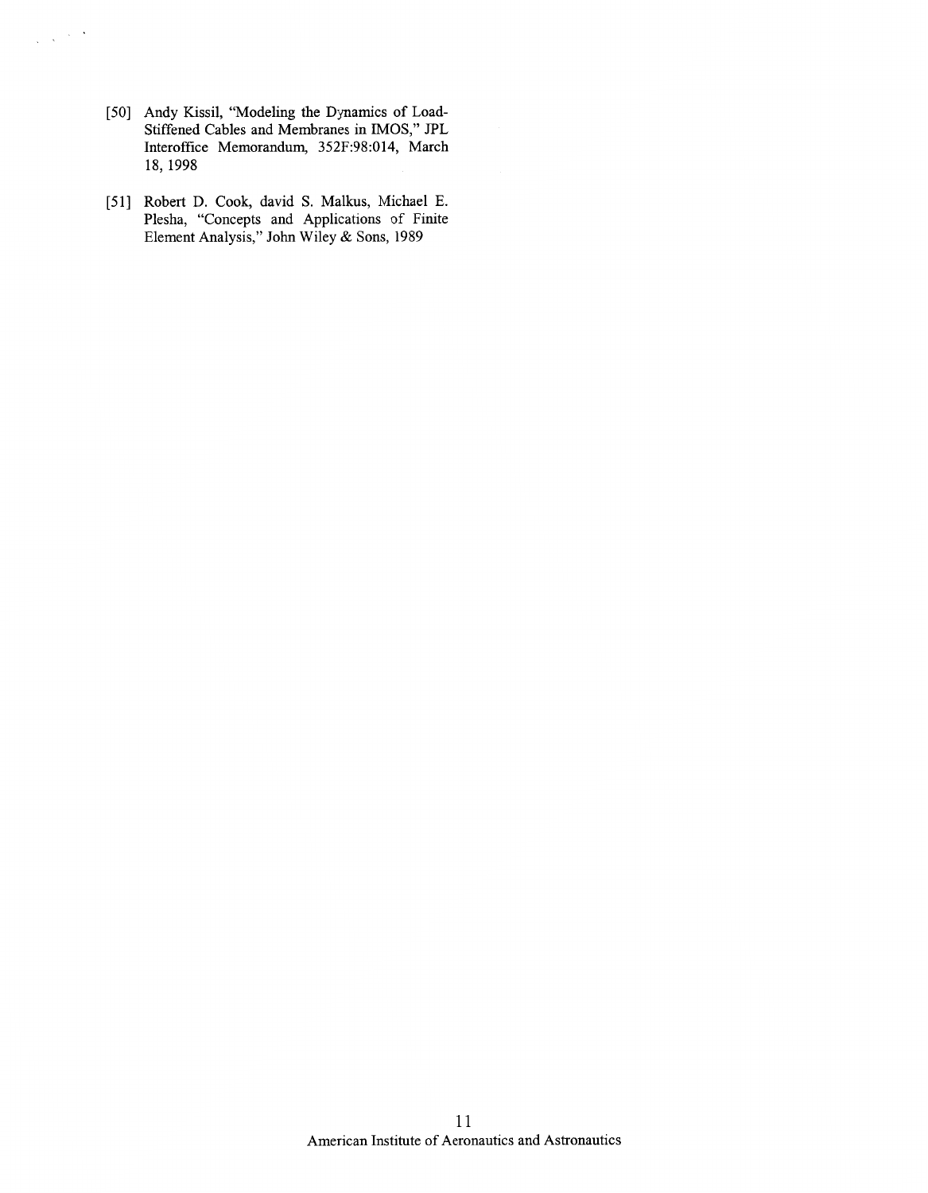[50] Andy Kissil, "Modeling the Dynamics of Load-Stiffened Cables and Membranes in IMOS," JPL Interoffice Memorandum, 352F:98:014, March 18, 1998

[51] Robert D. Cook, david S. Malkus, Michael E. Plesha, "Concepts and Applications of Finite Element Analysis," John Wiley & Sons, 1989